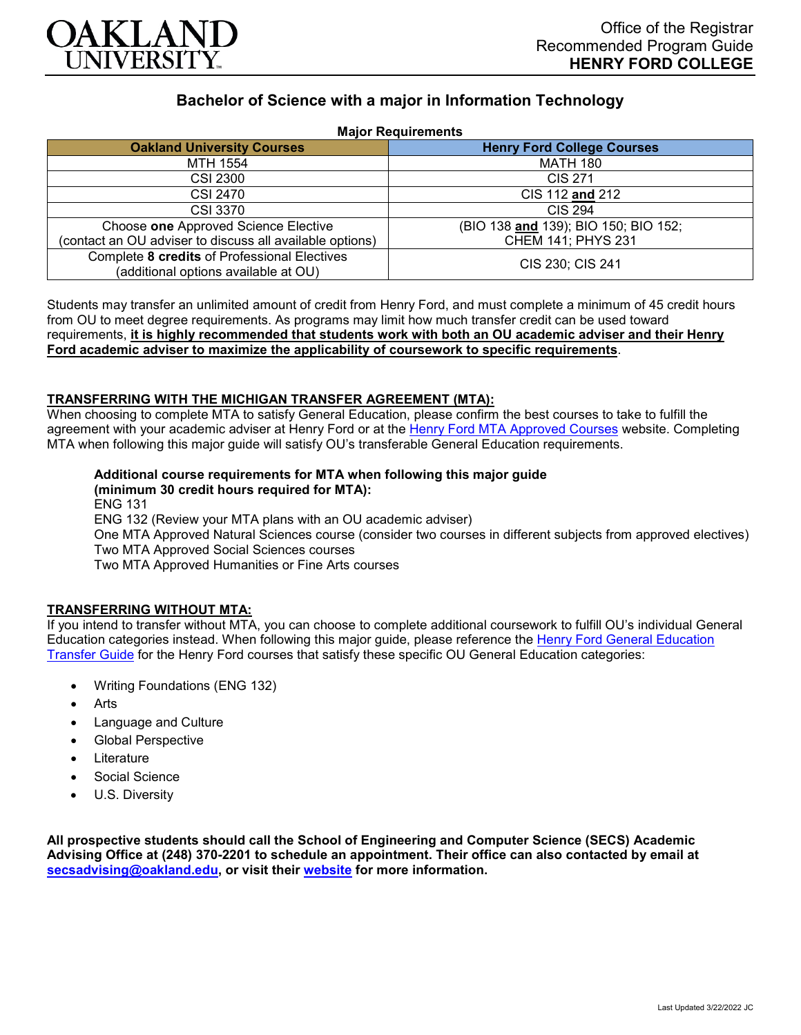# Bachelor of Science with a major in Information Technology

**Major Requirements**

| Oakland University Courses | Henry Ford College Courses |
|---|---|
| MTH 1554 | MATH 180 |
| CSI 2300 | CIS 271 |
| CSI 2470 | CIS 112 **and** 212 |
| CSI 3370 | CIS 294 |
| Choose **one** Approved Science Elective (contact an OU adviser to discuss all available options) | (BIO 138 **and** 139); BIO 150; BIO 152; CHEM 141; PHYS 231 |
| Complete **8 credits** of Professional Electives (additional options available at OU) | CIS 230; CIS 241 |

Students may transfer an unlimited amount of credit from Henry Ford, and must complete a minimum of 45 credit hours from OU to meet degree requirements. As programs may limit how much transfer credit can be used toward requirements, **it is highly recommended that students work with both an OU academic adviser and their Henry Ford academic adviser to maximize the applicability of coursework to specific requirements**.

## TRANSFERRING WITH THE MICHIGAN TRANSFER AGREEMENT (MTA):

When choosing to complete MTA to satisfy General Education, please confirm the best courses to take to fulfill the agreement with your academic adviser at Henry Ford or at the Henry Ford MTA Approved Courses website. Completing MTA when following this major guide will satisfy OU's transferable General Education requirements.

**Additional course requirements for MTA when following this major guide (minimum 30 credit hours required for MTA):**

ENG 131
ENG 132 (Review your MTA plans with an OU academic adviser)
One MTA Approved Natural Sciences course (consider two courses in different subjects from approved electives)
Two MTA Approved Social Sciences courses
Two MTA Approved Humanities or Fine Arts courses

## TRANSFERRING WITHOUT MTA:

If you intend to transfer without MTA, you can choose to complete additional coursework to fulfill OU's individual General Education categories instead. When following this major guide, please reference the Henry Ford General Education Transfer Guide for the Henry Ford courses that satisfy these specific OU General Education categories:

- Writing Foundations (ENG 132)
- Arts
- Language and Culture
- Global Perspective
- Literature
- Social Science
- U.S. Diversity

**All prospective students should call the School of Engineering and Computer Science (SECS) Academic Advising Office at (248) 370-2201 to schedule an appointment. Their office can also contacted by email at secsadvising@oakland.edu, or visit their website for more information.**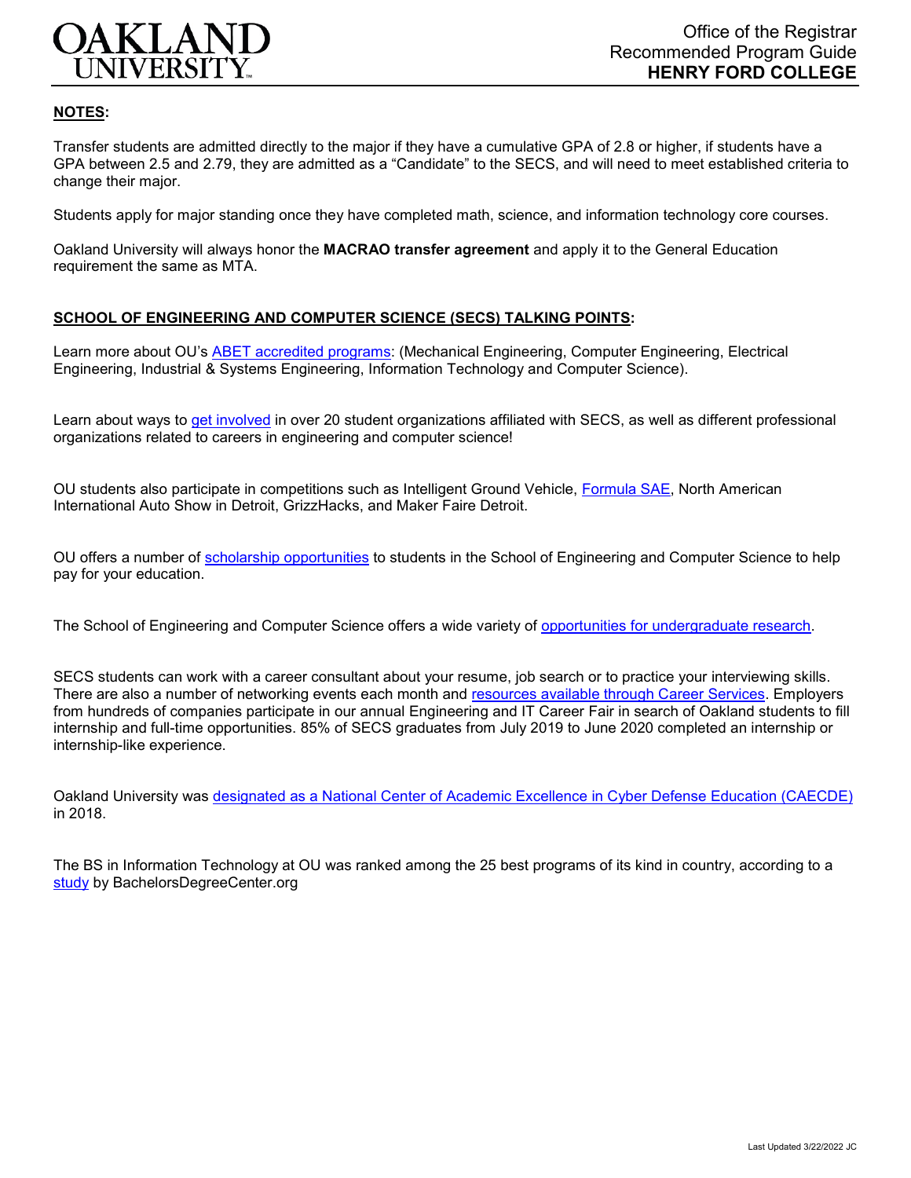**NOTES:**

Transfer students are admitted directly to the major if they have a cumulative GPA of 2.8 or higher, if students have a GPA between 2.5 and 2.79, they are admitted as a "Candidate" to the SECS, and will need to meet established criteria to change their major.

Students apply for major standing once they have completed math, science, and information technology core courses.

Oakland University will always honor the **MACRAO transfer agreement** and apply it to the General Education requirement the same as MTA.

**SCHOOL OF ENGINEERING AND COMPUTER SCIENCE (SECS) TALKING POINTS:**

Learn more about OU's ABET accredited programs: (Mechanical Engineering, Computer Engineering, Electrical Engineering, Industrial & Systems Engineering, Information Technology and Computer Science).

Learn about ways to get involved in over 20 student organizations affiliated with SECS, as well as different professional organizations related to careers in engineering and computer science!

OU students also participate in competitions such as Intelligent Ground Vehicle, Formula SAE, North American International Auto Show in Detroit, GrizzHacks, and Maker Faire Detroit.

OU offers a number of scholarship opportunities to students in the School of Engineering and Computer Science to help pay for your education.

The School of Engineering and Computer Science offers a wide variety of opportunities for undergraduate research.

SECS students can work with a career consultant about your resume, job search or to practice your interviewing skills. There are also a number of networking events each month and resources available through Career Services. Employers from hundreds of companies participate in our annual Engineering and IT Career Fair in search of Oakland students to fill internship and full-time opportunities. 85% of SECS graduates from July 2019 to June 2020 completed an internship or internship-like experience.

Oakland University was designated as a National Center of Academic Excellence in Cyber Defense Education (CAECDE) in 2018.

The BS in Information Technology at OU was ranked among the 25 best programs of its kind in country, according to a study by BachelorsDegreeCenter.org

Last Updated 3/22/2022 JC